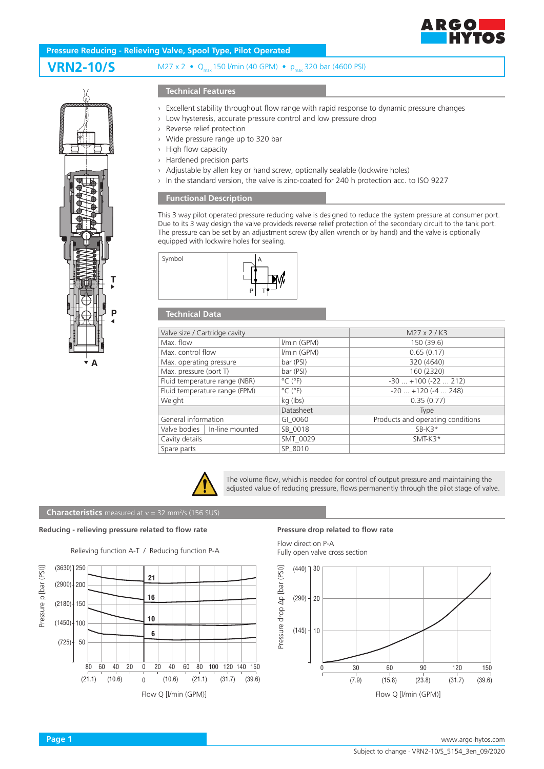# Pressure Reducing - Relieving Valve, Spool Type, Pilot Operated

## VRN2-10/S

M27 x 2 • $Q_{max}$ 150 l/min (40 GPM) • $p_{max}$ 320 bar (4600 PSI)

## Technical Features

- Excellent stability throughout flow range with rapid response to dynamic pressure changes
- Low hysteresis, accurate pressure control and low pressure drop
- Reverse relief protection
- Wide pressure range up to 320 bar
- High flow capacity
- Hardened precision parts
- Adjustable by allen key or hand screw, optionally sealable (lockwire holes)
- In the standard version, the valve is zinc-coated for 240 h protection acc. to ISO 9227

## Functional Description

This 3 way pilot operated pressure reducing valve is designed to reduce the system pressure at consumer port. Due to its 3 way design the valve provideds reverse relief protection of the secondary circuit to the tank port. The pressure can be set by an adjustment screw (by allen wrench or by hand) and the valve is optionally equipped with lockwire holes for sealing.

Symbol

## Technical Data

| Valve size / Cartridge cavity | | M27 x 2 / K3 |
|---|---|---|
| Max. flow | l/min (GPM) | 150 (39.6) |
| Max. control flow | l/min (GPM) | 0.65 (0.17) |
| Max. operating pressure | bar (PSI) | 320 (4640) |
| Max. pressure (port T) | bar (PSI) | 160 (2320) |
| Fluid temperature range (NBR) | °C (°F) | -30 ... +100 (-22 ... 212) |
| Fluid temperature range (FPM) | °C (°F) | -20 ... +120 (-4 ... 248) |
| Weight | kg (lbs) | 0.35 (0.77) |
| | Datasheet | Type |
| General information | GI_0060 | Products and operating conditions |
| Valve bodies / In-line mounted | SB_0018 | SB-K3* |
| Cavity details | SMT_0029 | SMT-K3* |
| Spare parts | SP_8010 | |

The volume flow, which is needed for control of output pressure and maintaining the adjusted value of reducing pressure, flows permanently through the pilot stage of valve.

## Characteristics measured at ν = 32 mm²/s (156 SUS)

**Reducing - relieving pressure related to flow rate**

Relieving function A-T / Reducing function P-A

**Pressure drop related to flow rate**

Flow direction P-A
Fully open valve cross section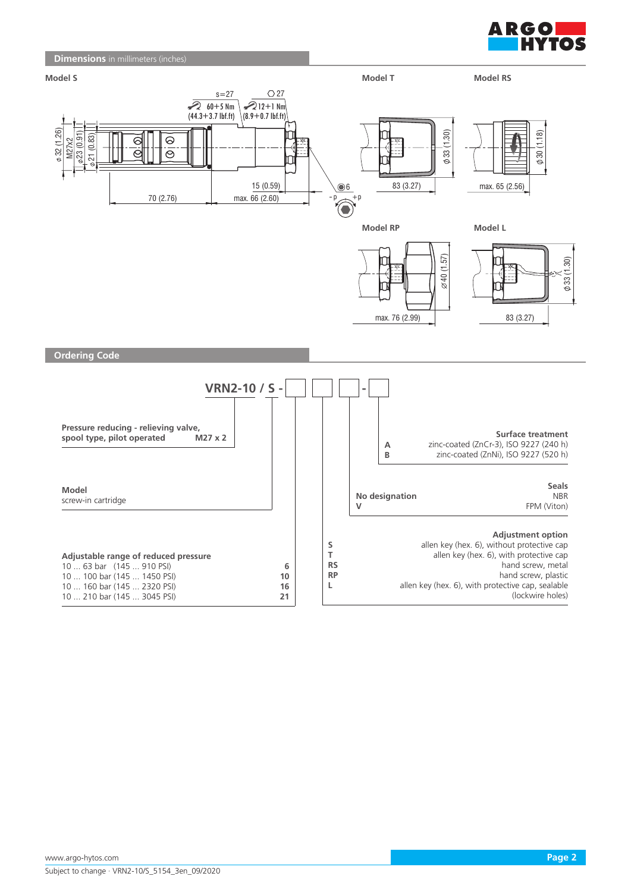## Dimensions in millimeters (inches)

### Model S

s=27
60+5 Nm
(44.3+3.7 lbf.ft)
27
12+1 Nm
(8.9+0.7 lbf.ft)
⌀ 32 (1.26)
M27x2
⌀23 (0.91)
⌀21 (0.83)
15 (0.59)
70 (2.76)
max. 66 (2.60)
6
-p +p

### Model T

⌀ 33 (1.30)
83 (3.27)

### Model RS

⌀ 30 (1.18)
max. 65 (2.56)

### Model RP

⌀ 40 (1.57)
max. 76 (2.99)

### Model L

⌀ 33 (1.30)
83 (3.27)

## Ordering Code

**VRN2-10 / S - ☐ ☐ ☐ - ☐**

**Pressure reducing - relieving valve, spool type, pilot operated** — **M27 x 2**

**Model**
screw-in cartridge

**Adjustable range of reduced pressure**

| Range | Code |
|---|---|
| 10 ... 63 bar (145 ... 910 PSI) | **6** |
| 10 ... 100 bar (145 ... 1450 PSI) | **10** |
| 10 ... 160 bar (145 ... 2320 PSI) | **16** |
| 10 ... 210 bar (145 ... 3045 PSI) | **21** |

**Adjustment option**

| Code | Description |
|---|---|
| **S** | allen key (hex. 6), without protective cap |
| **T** | allen key (hex. 6), with protective cap |
| **RS** | hand screw, metal |
| **RP** | hand screw, plastic |
| **L** | allen key (hex. 6), with protective cap, sealable (lockwire holes) |

**Seals**

| Code | Description |
|---|---|
| **No designation** | NBR |
| **V** | FPM (Viton) |

**Surface treatment**

| Code | Description |
|---|---|
| **A** | zinc-coated (ZnCr-3), ISO 9227 (240 h) |
| **B** | zinc-coated (ZnNi), ISO 9227 (520 h) |

www.argo-hytos.com
Subject to change · VRN2-10/S_5154_3en_09/2020